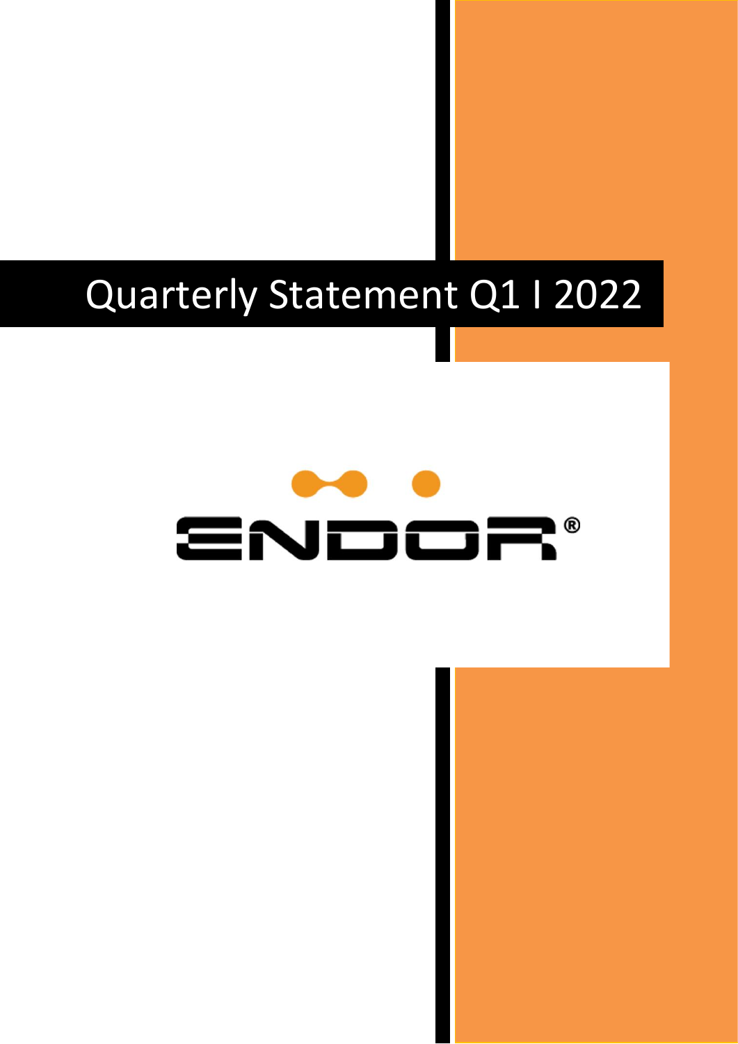# Quarterly Statement Q1 I 2022

ENDOR®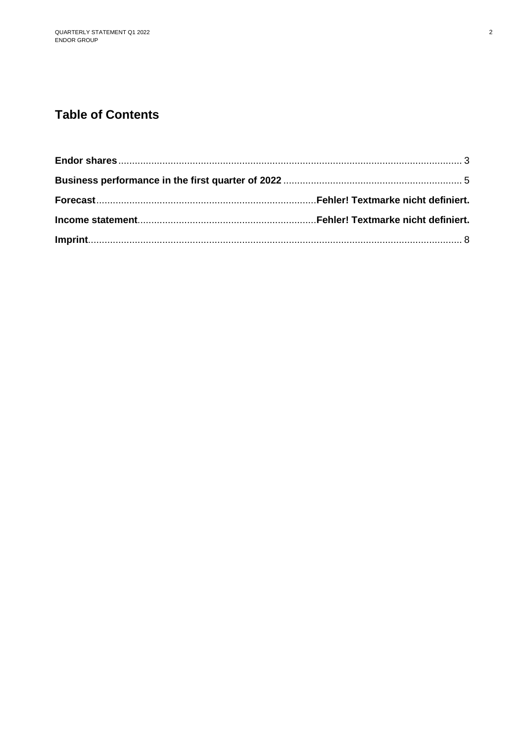# Table of Contents

**Endor shares** ........................................................................................................................ 3

**Business performance in the first quarter of 2022** ................................................................ 5

**Forecast** ............................................................................... **Fehler! Textmarke nicht definiert.**

**Income statement** ................................................................ **Fehler! Textmarke nicht definiert.**

**Imprint** ................................................................................................................................ 8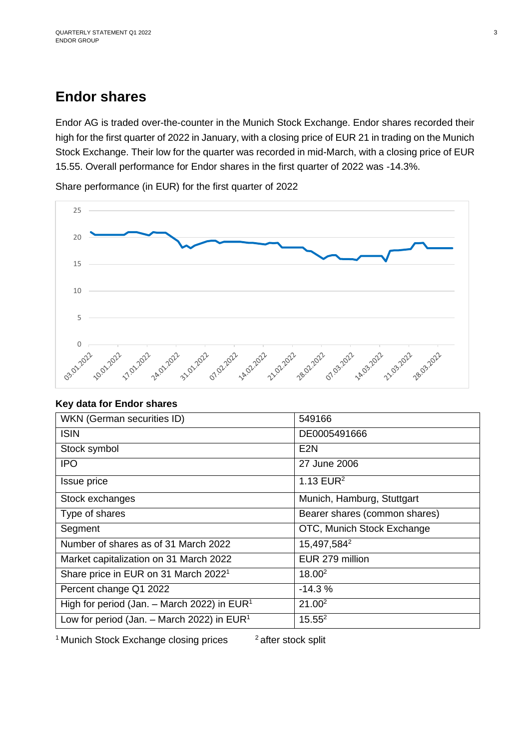## Endor shares

Endor AG is traded over-the-counter in the Munich Stock Exchange. Endor shares recorded their high for the first quarter of 2022 in January, with a closing price of EUR 21 in trading on the Munich Stock Exchange. Their low for the quarter was recorded in mid-March, with a closing price of EUR 15.55. Overall performance for Endor shares in the first quarter of 2022 was -14.3%.

Share performance (in EUR) for the first quarter of 2022

**Key data for Endor shares**

| | |
|---|---|
| WKN (German securities ID) | 549166 |
| ISIN | DE0005491666 |
| Stock symbol | E2N |
| IPO | 27 June 2006 |
| Issue price | 1.13 EUR[2] |
| Stock exchanges | Munich, Hamburg, Stuttgart |
| Type of shares | Bearer shares (common shares) |
| Segment | OTC, Munich Stock Exchange |
| Number of shares as of 31 March 2022 | 15,497,584[2] |
| Market capitalization on 31 March 2022 | EUR 279 million |
| Share price in EUR on 31 March 2022[1] | 18.00[2] |
| Percent change Q1 2022 | -14.3 % |
| High for period (Jan. – March 2022) in EUR[1] | 21.00[2] |
| Low for period (Jan. – March 2022) in EUR[1] | 15.55[2] |

[1] Munich Stock Exchange closing prices [2] after stock split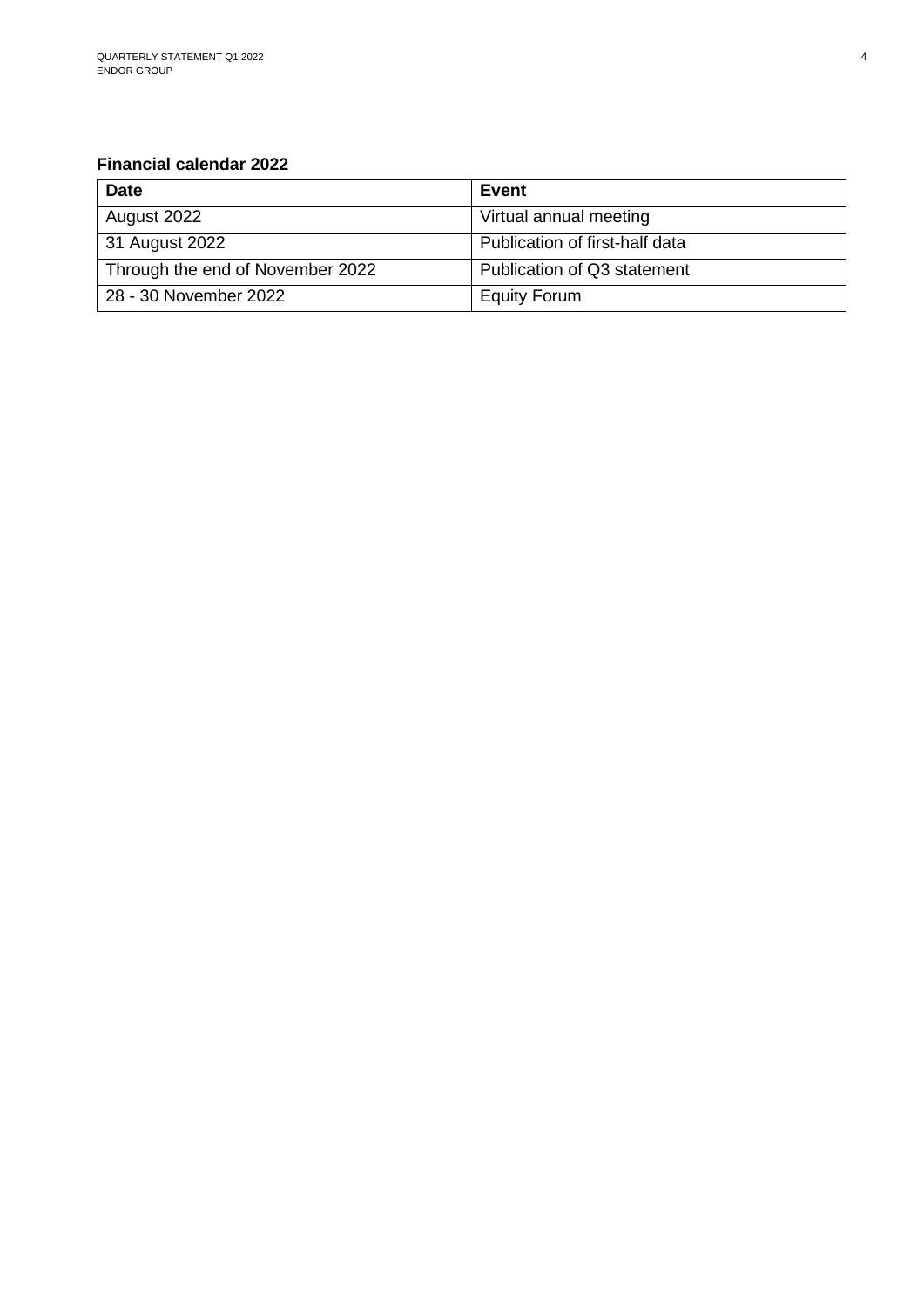### Financial calendar 2022

| Date | Event |
| --- | --- |
| August 2022 | Virtual annual meeting |
| 31 August 2022 | Publication of first-half data |
| Through the end of November 2022 | Publication of Q3 statement |
| 28 - 30 November 2022 | Equity Forum |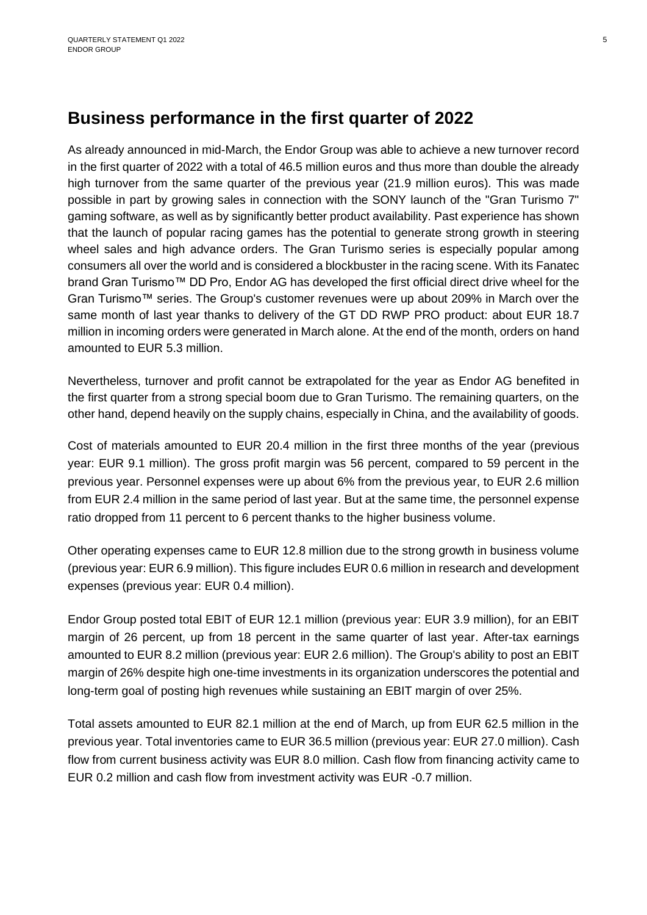## Business performance in the first quarter of 2022

As already announced in mid-March, the Endor Group was able to achieve a new turnover record in the first quarter of 2022 with a total of 46.5 million euros and thus more than double the already high turnover from the same quarter of the previous year (21.9 million euros). This was made possible in part by growing sales in connection with the SONY launch of the "Gran Turismo 7" gaming software, as well as by significantly better product availability. Past experience has shown that the launch of popular racing games has the potential to generate strong growth in steering wheel sales and high advance orders. The Gran Turismo series is especially popular among consumers all over the world and is considered a blockbuster in the racing scene. With its Fanatec brand Gran Turismo™ DD Pro, Endor AG has developed the first official direct drive wheel for the Gran Turismo™ series. The Group's customer revenues were up about 209% in March over the same month of last year thanks to delivery of the GT DD RWP PRO product: about EUR 18.7 million in incoming orders were generated in March alone. At the end of the month, orders on hand amounted to EUR 5.3 million.

Nevertheless, turnover and profit cannot be extrapolated for the year as Endor AG benefited in the first quarter from a strong special boom due to Gran Turismo. The remaining quarters, on the other hand, depend heavily on the supply chains, especially in China, and the availability of goods.

Cost of materials amounted to EUR 20.4 million in the first three months of the year (previous year: EUR 9.1 million). The gross profit margin was 56 percent, compared to 59 percent in the previous year. Personnel expenses were up about 6% from the previous year, to EUR 2.6 million from EUR 2.4 million in the same period of last year. But at the same time, the personnel expense ratio dropped from 11 percent to 6 percent thanks to the higher business volume.

Other operating expenses came to EUR 12.8 million due to the strong growth in business volume (previous year: EUR 6.9 million). This figure includes EUR 0.6 million in research and development expenses (previous year: EUR 0.4 million).

Endor Group posted total EBIT of EUR 12.1 million (previous year: EUR 3.9 million), for an EBIT margin of 26 percent, up from 18 percent in the same quarter of last year. After-tax earnings amounted to EUR 8.2 million (previous year: EUR 2.6 million). The Group's ability to post an EBIT margin of 26% despite high one-time investments in its organization underscores the potential and long-term goal of posting high revenues while sustaining an EBIT margin of over 25%.

Total assets amounted to EUR 82.1 million at the end of March, up from EUR 62.5 million in the previous year. Total inventories came to EUR 36.5 million (previous year: EUR 27.0 million). Cash flow from current business activity was EUR 8.0 million. Cash flow from financing activity came to EUR 0.2 million and cash flow from investment activity was EUR -0.7 million.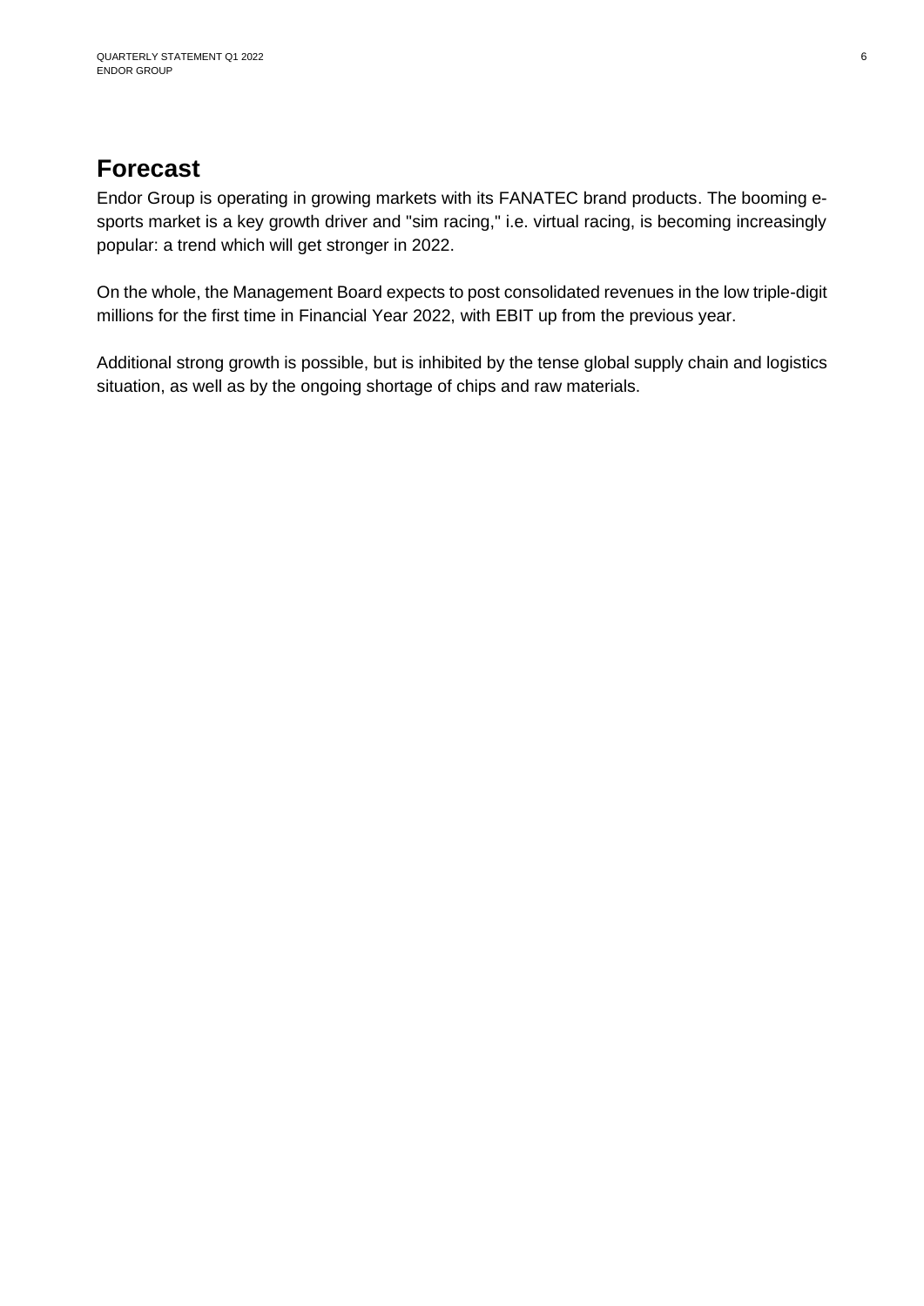## Forecast

Endor Group is operating in growing markets with its FANATEC brand products. The booming e-sports market is a key growth driver and "sim racing," i.e. virtual racing, is becoming increasingly popular: a trend which will get stronger in 2022.

On the whole, the Management Board expects to post consolidated revenues in the low triple-digit millions for the first time in Financial Year 2022, with EBIT up from the previous year.

Additional strong growth is possible, but is inhibited by the tense global supply chain and logistics situation, as well as by the ongoing shortage of chips and raw materials.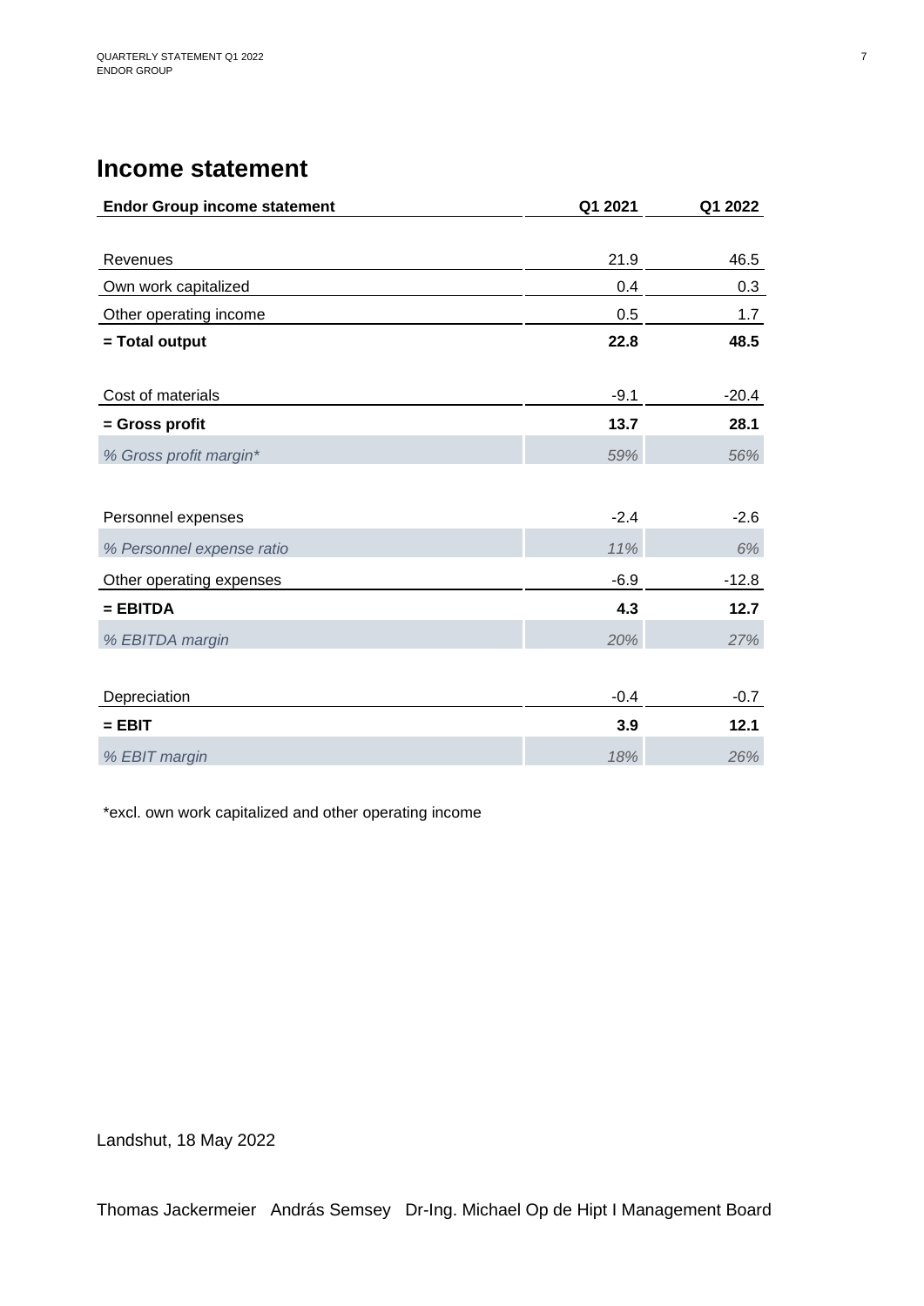# Income statement

| Endor Group income statement | Q1 2021 | Q1 2022 |
| --- | --- | --- |
| Revenues | 21.9 | 46.5 |
| Own work capitalized | 0.4 | 0.3 |
| Other operating income | 0.5 | 1.7 |
| **= Total output** | **22.8** | **48.5** |
| Cost of materials | -9.1 | -20.4 |
| **= Gross profit** | **13.7** | **28.1** |
| *% Gross profit margin** | *59%* | *56%* |
| Personnel expenses | -2.4 | -2.6 |
| *% Personnel expense ratio* | *11%* | *6%* |
| Other operating expenses | -6.9 | -12.8 |
| **= EBITDA** | **4.3** | **12.7** |
| *% EBITDA margin* | *20%* | *27%* |
| Depreciation | -0.4 | -0.7 |
| **= EBIT** | **3.9** | **12.1** |
| *% EBIT margin* | *18%* | *26%* |

*excl. own work capitalized and other operating income

Landshut, 18 May 2022

Thomas Jackermeier   András Semsey   Dr-Ing. Michael Op de Hipt I Management Board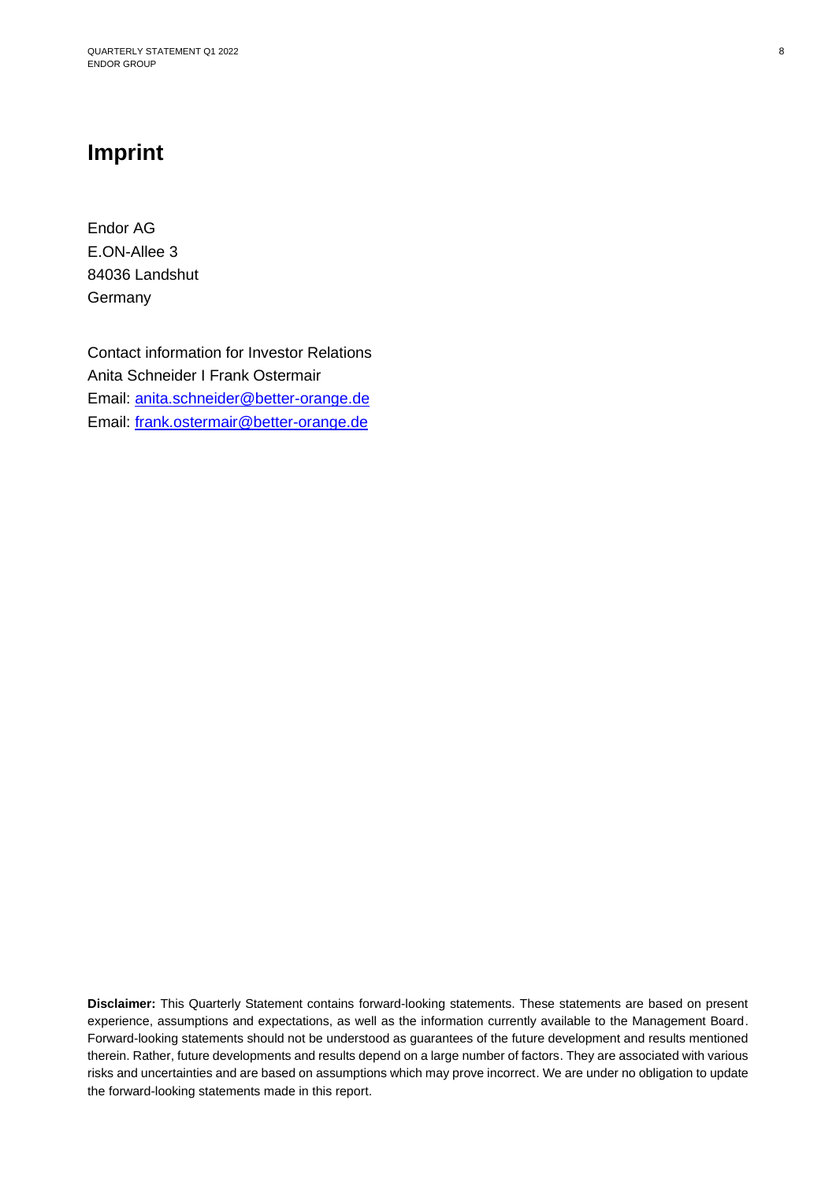## Imprint

Endor AG
E.ON-Allee 3
84036 Landshut
Germany

Contact information for Investor Relations
Anita Schneider I Frank Ostermair
Email: anita.schneider@better-orange.de
Email: frank.ostermair@better-orange.de

**Disclaimer:** This Quarterly Statement contains forward-looking statements. These statements are based on present experience, assumptions and expectations, as well as the information currently available to the Management Board. Forward-looking statements should not be understood as guarantees of the future development and results mentioned therein. Rather, future developments and results depend on a large number of factors. They are associated with various risks and uncertainties and are based on assumptions which may prove incorrect. We are under no obligation to update the forward-looking statements made in this report.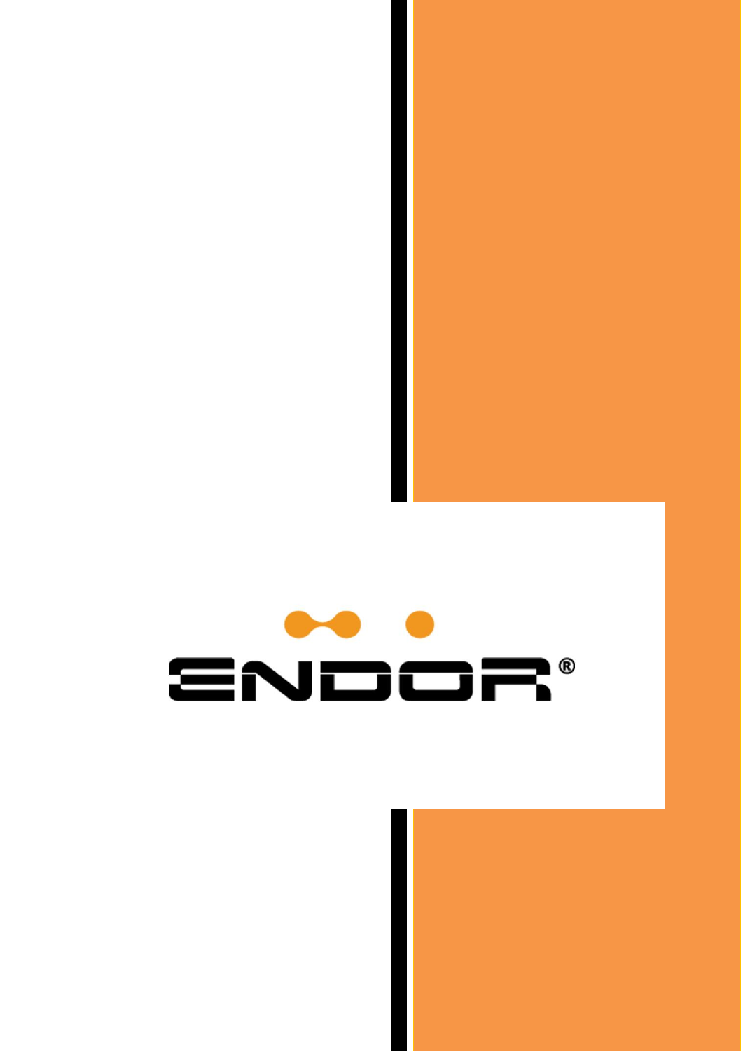ENDOR®